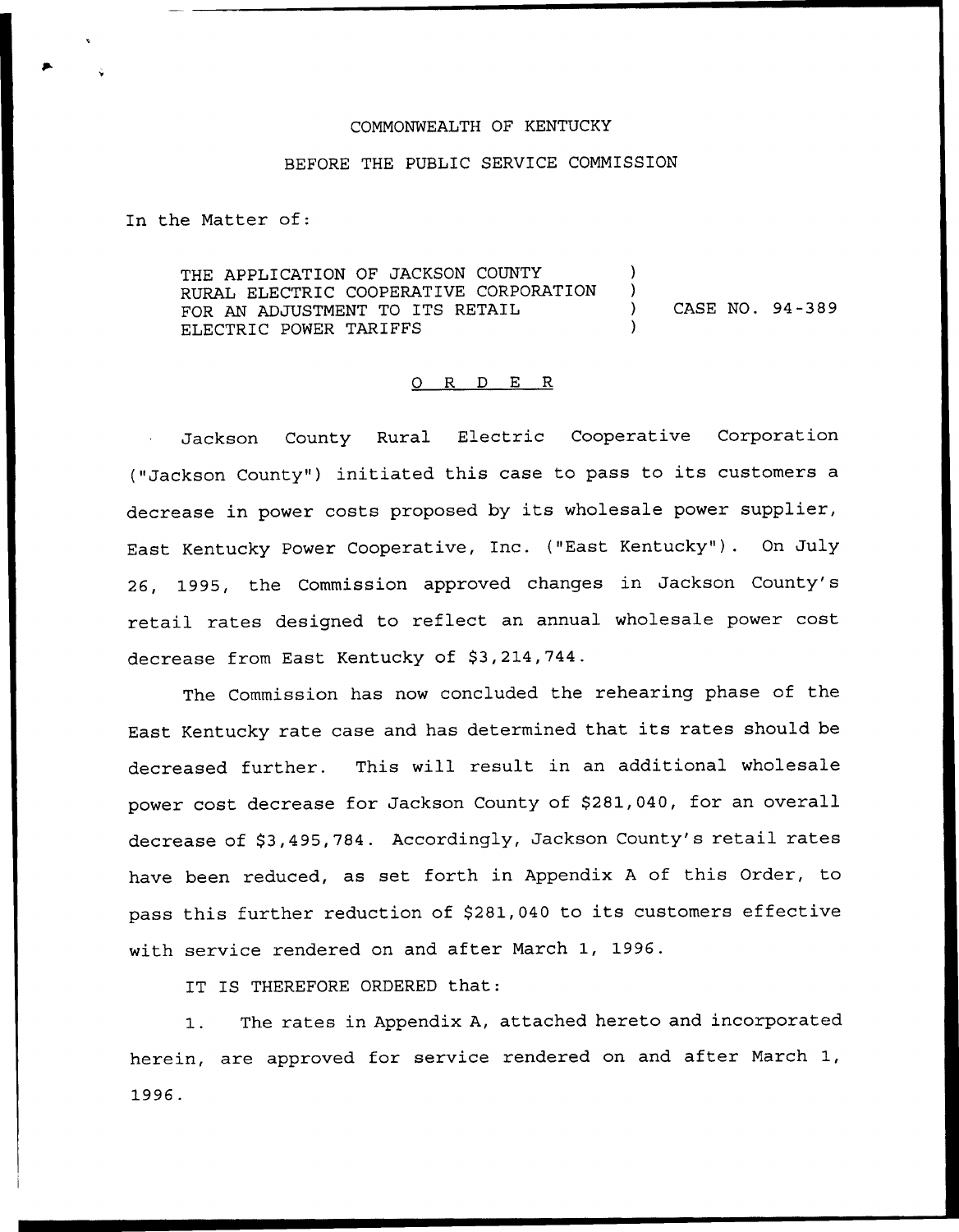COMMONWEALTH OF KENTUCKY

BEFORE THE PUBLIC SERVICE COMMISSION

In the Matter of:

THE APPLICATION OF JACKSON COUNTY RURAL ELECTRIC COOPERATIVE CORPORATION FOR AN ADJUSTMENT TO ITS RETAIL ELECTRIC POWER TARIFFS ) CASE NO. 94-389

# O R D E R

Jackson County Rural Electric Cooperative Corporation ("Jackson County") initiated this case to pass to its customers a decrease in power costs proposed by its wholesale power supplier, East Kentucky Power Cooperative, Inc. ("East Kentucky"). On July 26, 1995, the Commission approved changes in Jackson County's retail rates designed to reflect an annual wholesale power cost decrease from East Kentucky of $3,214,744.

The Commission has now concluded the rehearing phase of the East Kentucky rate case and has determined that its rates should be decreased further. This will result in an additional wholesale power cost decrease for Jackson County of $281,040, for an overall decrease of $3,495,784. Accordingly, Jackson County's retail rates have been reduced, as set forth in Appendix A of this Order, to pass this further reduction of $281,040 to its customers effective with service rendered on and after March 1, 1996.

IT IS THEREFORE ORDERED that:

1. The rates in Appendix A, attached hereto and incorporated herein, are approved for service rendered on and after March 1, 1996.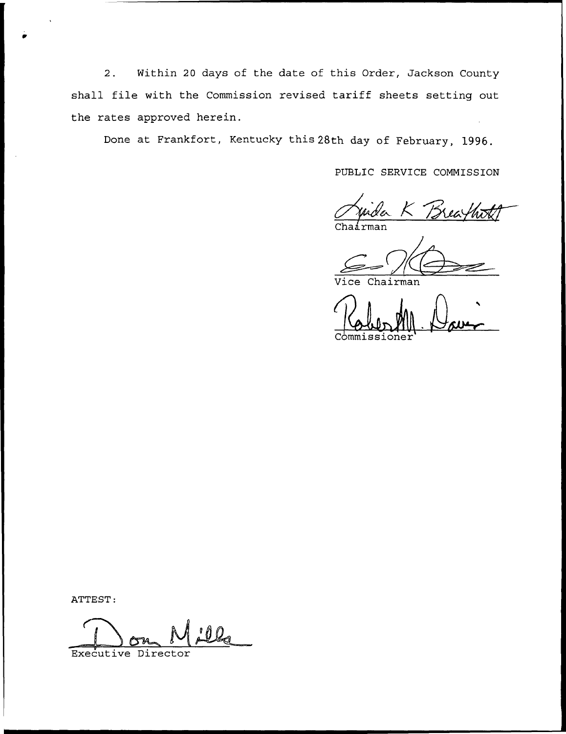2. Within 20 days of the date of this Order, Jackson County shall file with the Commission revised tariff sheets setting out the rates approved herein.

Done at Frankfort, Kentucky this 28th day of February, 1996.

PUBLIC SERVICE COMMISSION

Linda K Breathitt
Chairman

Vice Chairman

Robert M. Davis
Commissioner

ATTEST:

Don Mills
Executive Director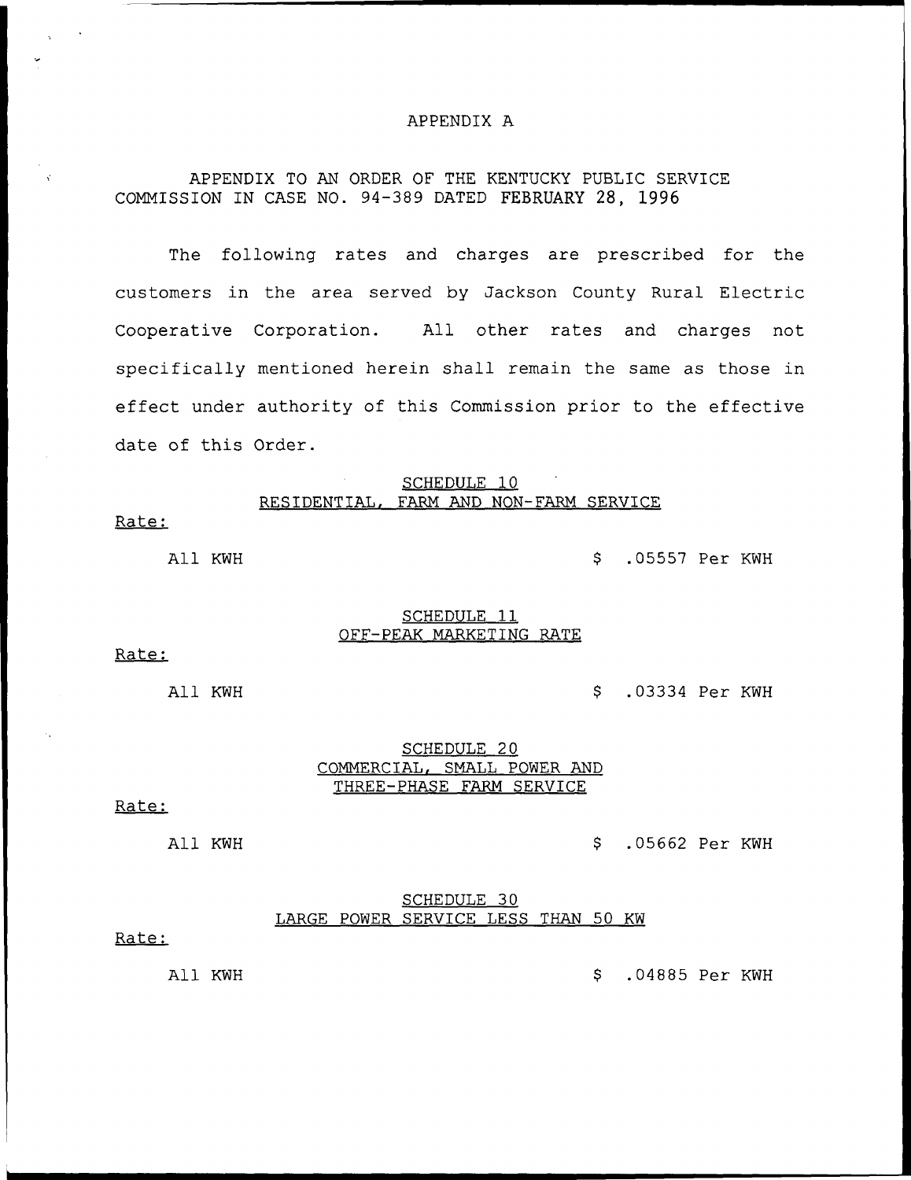# APPENDIX A

APPENDIX TO AN ORDER OF THE KENTUCKY PUBLIC SERVICE COMMISSION IN CASE NO. 94-389 DATED FEBRUARY 28, 1996

The following rates and charges are prescribed for the customers in the area served by Jackson County Rural Electric Cooperative Corporation. All other rates and charges not specifically mentioned herein shall remain the same as those in effect under authority of this Commission prior to the effective date of this Order.

## SCHEDULE 10
## RESIDENTIAL, FARM AND NON-FARM SERVICE

Rate:

All KWH $ .05557 Per KWH

## SCHEDULE 11
## OFF-PEAK MARKETING RATE

Rate:

All KWH $ .03334 Per KWH

## SCHEDULE 20
## COMMERCIAL, SMALL POWER AND THREE-PHASE FARM SERVICE

Rate:

All KWH $ .05662 Per KWH

## SCHEDULE 30
## LARGE POWER SERVICE LESS THAN 50 KW

Rate:

All KWH $ .04885 Per KWH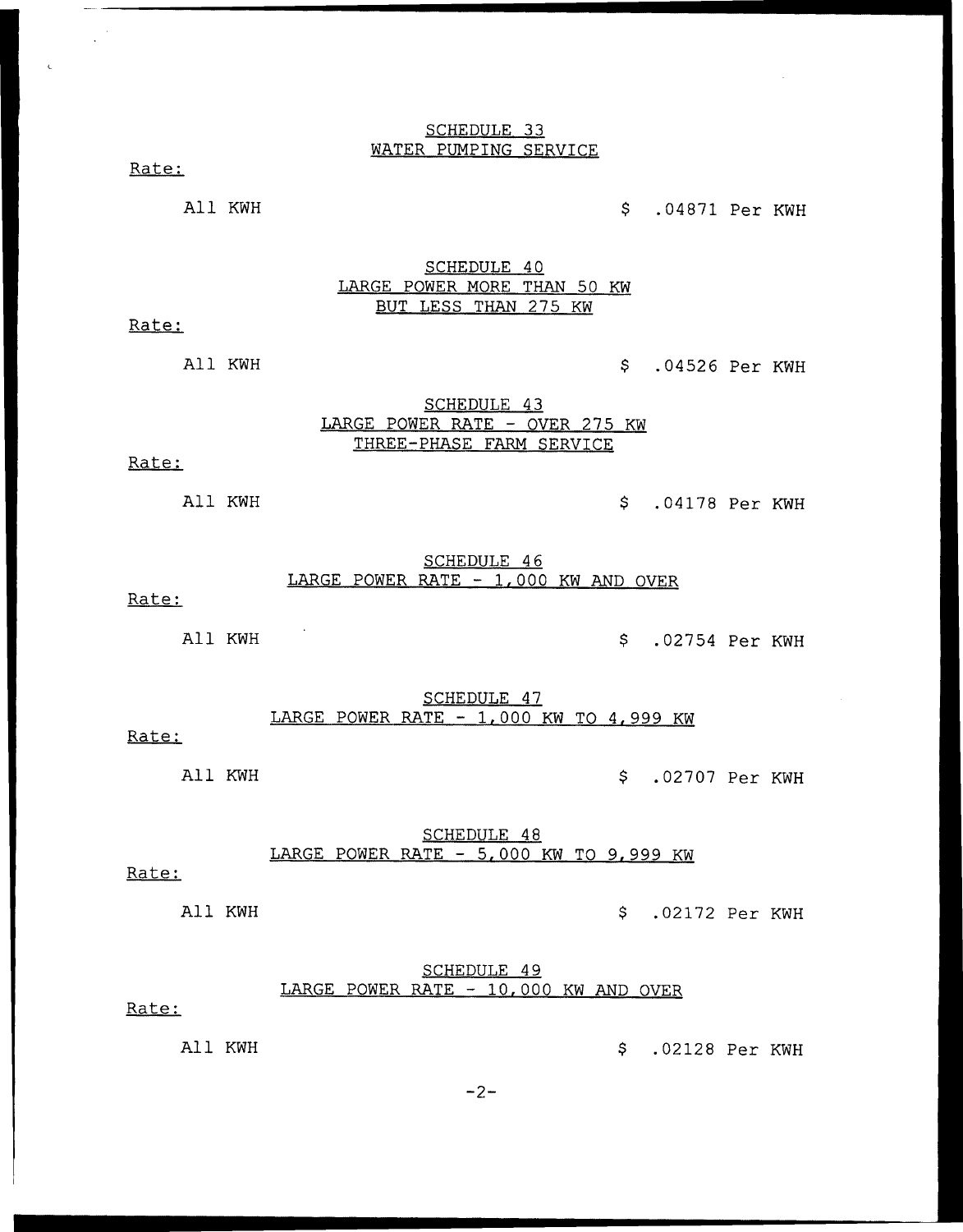## SCHEDULE 33
## WATER PUMPING SERVICE

Rate:

All KWH $ .04871 Per KWH

## SCHEDULE 40
## LARGE POWER MORE THAN 50 KW BUT LESS THAN 275 KW

Rate:

All KWH $ .04526 Per KWH

## SCHEDULE 43
## LARGE POWER RATE - OVER 275 KW THREE-PHASE FARM SERVICE

Rate:

All KWH $ .04178 Per KWH

## SCHEDULE 46
## LARGE POWER RATE - 1,000 KW AND OVER

Rate:

All KWH $ .02754 Per KWH

## SCHEDULE 47
## LARGE POWER RATE - 1,000 KW TO 4,999 KW

Rate:

All KWH $ .02707 Per KWH

## SCHEDULE 48
## LARGE POWER RATE - 5,000 KW TO 9,999 KW

Rate:

All KWH $ .02172 Per KWH

## SCHEDULE 49
## LARGE POWER RATE - 10,000 KW AND OVER

Rate:

All KWH $ .02128 Per KWH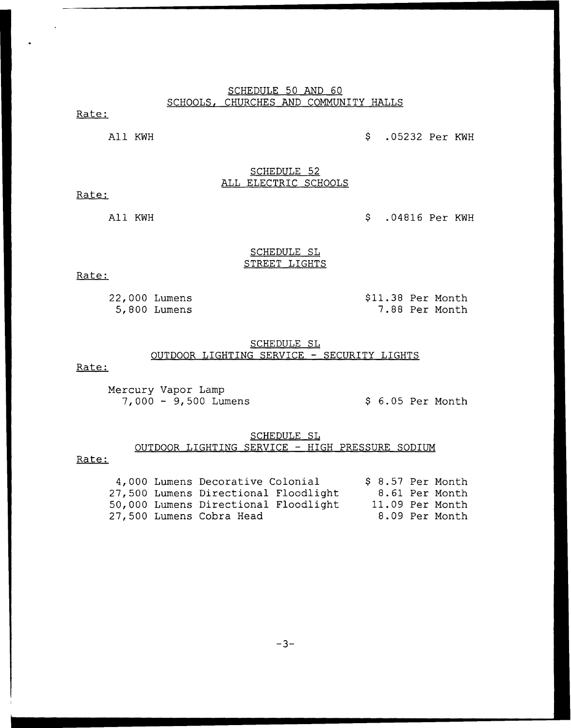## SCHEDULE 50 AND 60
## SCHOOLS, CHURCHES AND COMMUNITY HALLS

Rate:

| | |
|---|---|
| All KWH | $ .05232 Per KWH |

## SCHEDULE 52
## ALL ELECTRIC SCHOOLS

Rate:

| | |
|---|---|
| All KWH | $ .04816 Per KWH |

## SCHEDULE SL
## STREET LIGHTS

Rate:

| | |
|---|---|
| 22,000 Lumens | $11.38 Per Month |
| 5,800 Lumens | 7.88 Per Month |

## SCHEDULE SL
## OUTDOOR LIGHTING SERVICE - SECURITY LIGHTS

Rate:

| | |
|---|---|
| Mercury Vapor Lamp 7,000 - 9,500 Lumens | $ 6.05 Per Month |

## SCHEDULE SL
## OUTDOOR LIGHTING SERVICE - HIGH PRESSURE SODIUM

Rate:

| | |
|---|---|
| 4,000 Lumens Decorative Colonial | $ 8.57 Per Month |
| 27,500 Lumens Directional Floodlight | 8.61 Per Month |
| 50,000 Lumens Directional Floodlight | 11.09 Per Month |
| 27,500 Lumens Cobra Head | 8.09 Per Month |